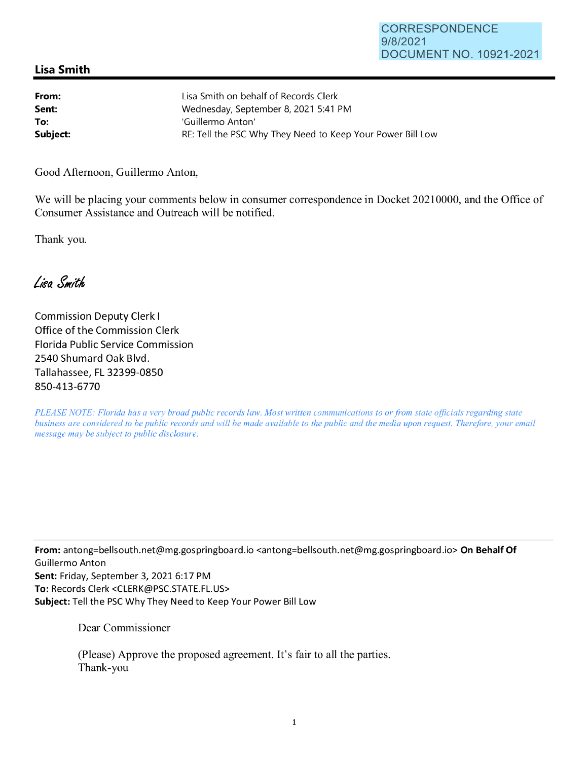CORRESPONDENCE
9/8/2021
DOCUMENT NO. 10921-2021

## Lisa Smith

**From:** Lisa Smith on behalf of Records Clerk
**Sent:** Wednesday, September 8, 2021 5:41 PM
**To:** 'Guillermo Anton'
**Subject:** RE: Tell the PSC Why They Need to Keep Your Power Bill Low

Good Afternoon, Guillermo Anton,

We will be placing your comments below in consumer correspondence in Docket 20210000, and the Office of Consumer Assistance and Outreach will be notified.

Thank you.

*Lisa Smith*

Commission Deputy Clerk I
Office of the Commission Clerk
Florida Public Service Commission
2540 Shumard Oak Blvd.
Tallahassee, FL 32399-0850
850-413-6770

*PLEASE NOTE: Florida has a very broad public records law. Most written communications to or from state officials regarding state business are considered to be public records and will be made available to the public and the media upon request. Therefore, your email message may be subject to public disclosure.*

---

**From:** antong=bellsouth.net@mg.gospringboard.io <antong=bellsouth.net@mg.gospringboard.io> **On Behalf Of** Guillermo Anton
**Sent:** Friday, September 3, 2021 6:17 PM
**To:** Records Clerk <CLERK@PSC.STATE.FL.US>
**Subject:** Tell the PSC Why They Need to Keep Your Power Bill Low

Dear Commissioner

(Please) Approve the proposed agreement. It's fair to all the parties.
Thank-you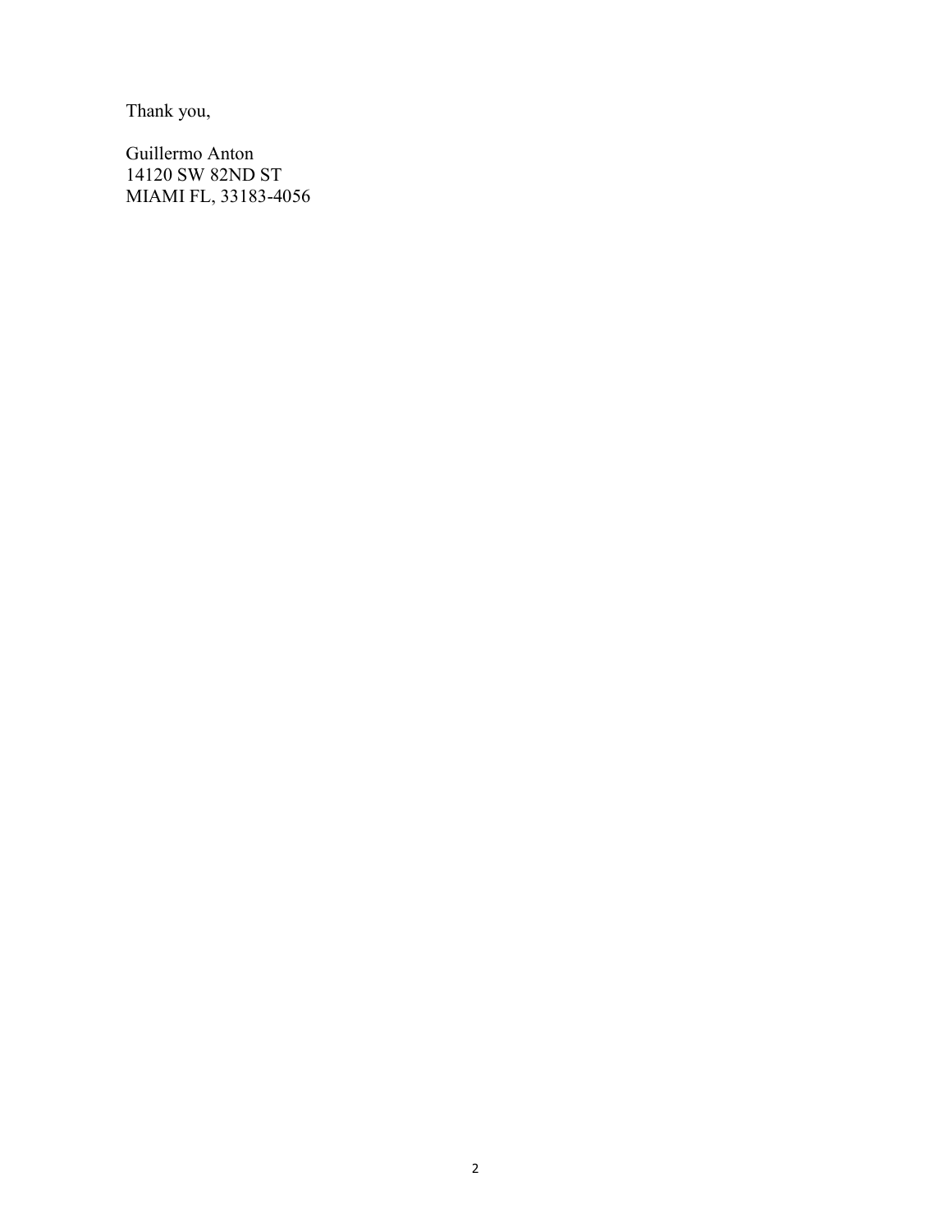Thank you,

Guillermo Anton
14120 SW 82ND ST
MIAMI FL, 33183-4056